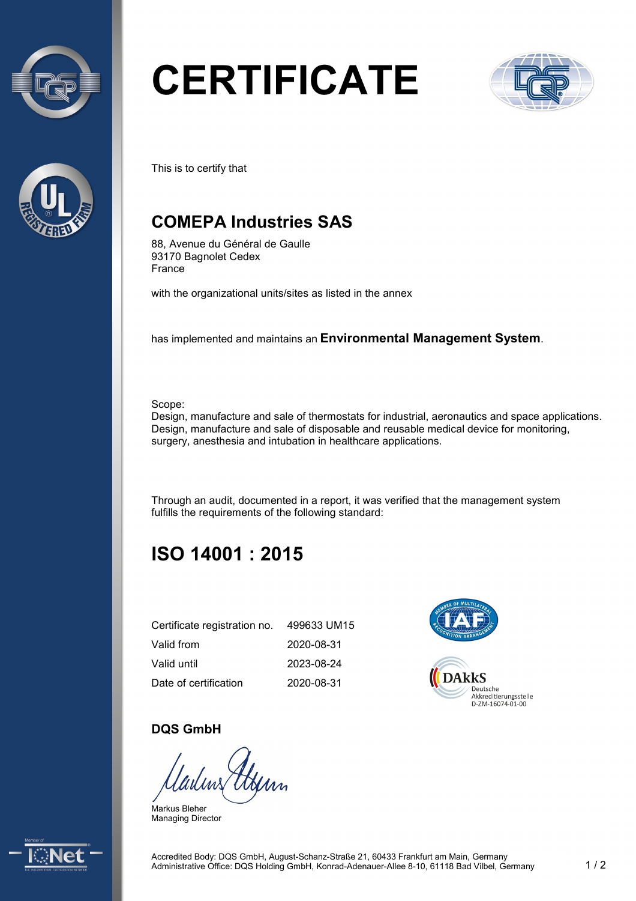# CERTIFICATE

This is to certify that

## COMEPA Industries SAS

88, Avenue du Général de Gaulle
93170 Bagnolet Cedex
France

with the organizational units/sites as listed in the annex

has implemented and maintains an **Environmental Management System**.

Scope:
Design, manufacture and sale of thermostats for industrial, aeronautics and space applications.
Design, manufacture and sale of disposable and reusable medical device for monitoring, surgery, anesthesia and intubation in healthcare applications.

Through an audit, documented in a report, it was verified that the management system fulfills the requirements of the following standard:

## ISO 14001 : 2015

| | |
|---|---|
| Certificate registration no. | 499633 UM15 |
| Valid from | 2020-08-31 |
| Valid until | 2023-08-24 |
| Date of certification | 2020-08-31 |

DAkkS
Deutsche Akkreditierungsstelle
D-ZM-16074-01-00

**DQS GmbH**

Markus Bleher
Managing Director

Accredited Body: DQS GmbH, August-Schanz-Straße 21, 60433 Frankfurt am Main, Germany
Administrative Office: DQS Holding GmbH, Konrad-Adenauer-Allee 8-10, 61118 Bad Vilbel, Germany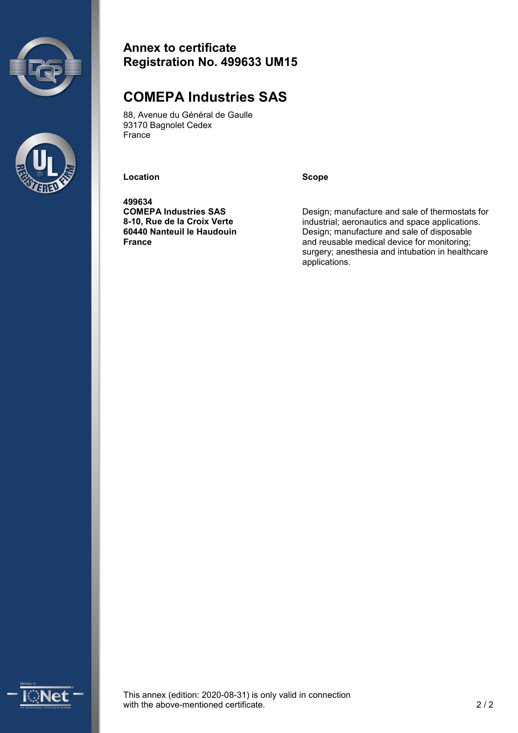## Annex to certificate
## Registration No. 499633 UM15

# COMEPA Industries SAS

88, Avenue du Général de Gaulle
93170 Bagnolet Cedex
France

| Location | Scope |
| --- | --- |
| **499634**<br>**COMEPA Industries SAS**<br>**8-10, Rue de la Croix Verte**<br>**60440 Nanteuil le Haudouin**<br>**France** | Design; manufacture and sale of thermostats for industrial; aeronautics and space applications.<br>Design; manufacture and sale of disposable and reusable medical device for monitoring; surgery; anesthesia and intubation in healthcare applications. |

This annex (edition: 2020-08-31) is only valid in connection with the above-mentioned certificate.